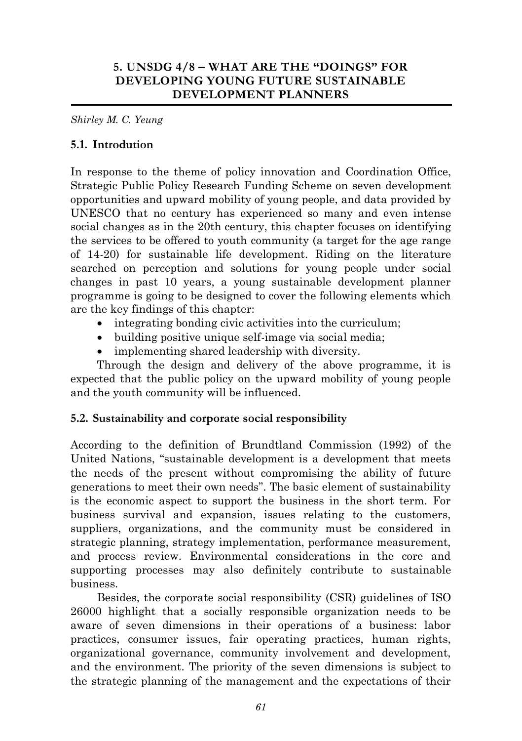## 5. UNSDG 4/8 – WHAT ARE THE "DOINGS" FOR DEVELOPING YOUNG FUTURE SUSTAINABLE DEVELOPMENT PLANNERS

*Shirley M. C. Yeung*

### 5.1. Introdution

In response to the theme of policy innovation and Coordination Office, Strategic Public Policy Research Funding Scheme on seven development opportunities and upward mobility of young people, and data provided by UNESCO that no century has experienced so many and even intense social changes as in the 20th century, this chapter focuses on identifying the services to be offered to youth community (a target for the age range of 14-20) for sustainable life development. Riding on the literature searched on perception and solutions for young people under social changes in past 10 years, a young sustainable development planner programme is going to be designed to cover the following elements which are the key findings of this chapter:

- integrating bonding civic activities into the curriculum;
- building positive unique self-image via social media;
- implementing shared leadership with diversity.

Through the design and delivery of the above programme, it is expected that the public policy on the upward mobility of young people and the youth community will be influenced.

### 5.2. Sustainability and corporate social responsibility

According to the definition of Brundtland Commission (1992) of the United Nations, "sustainable development is a development that meets the needs of the present without compromising the ability of future generations to meet their own needs". The basic element of sustainability is the economic aspect to support the business in the short term. For business survival and expansion, issues relating to the customers, suppliers, organizations, and the community must be considered in strategic planning, strategy implementation, performance measurement, and process review. Environmental considerations in the core and supporting processes may also definitely contribute to sustainable business.

Besides, the corporate social responsibility (CSR) guidelines of ISO 26000 highlight that a socially responsible organization needs to be aware of seven dimensions in their operations of a business: labor practices, consumer issues, fair operating practices, human rights, organizational governance, community involvement and development, and the environment. The priority of the seven dimensions is subject to the strategic planning of the management and the expectations of their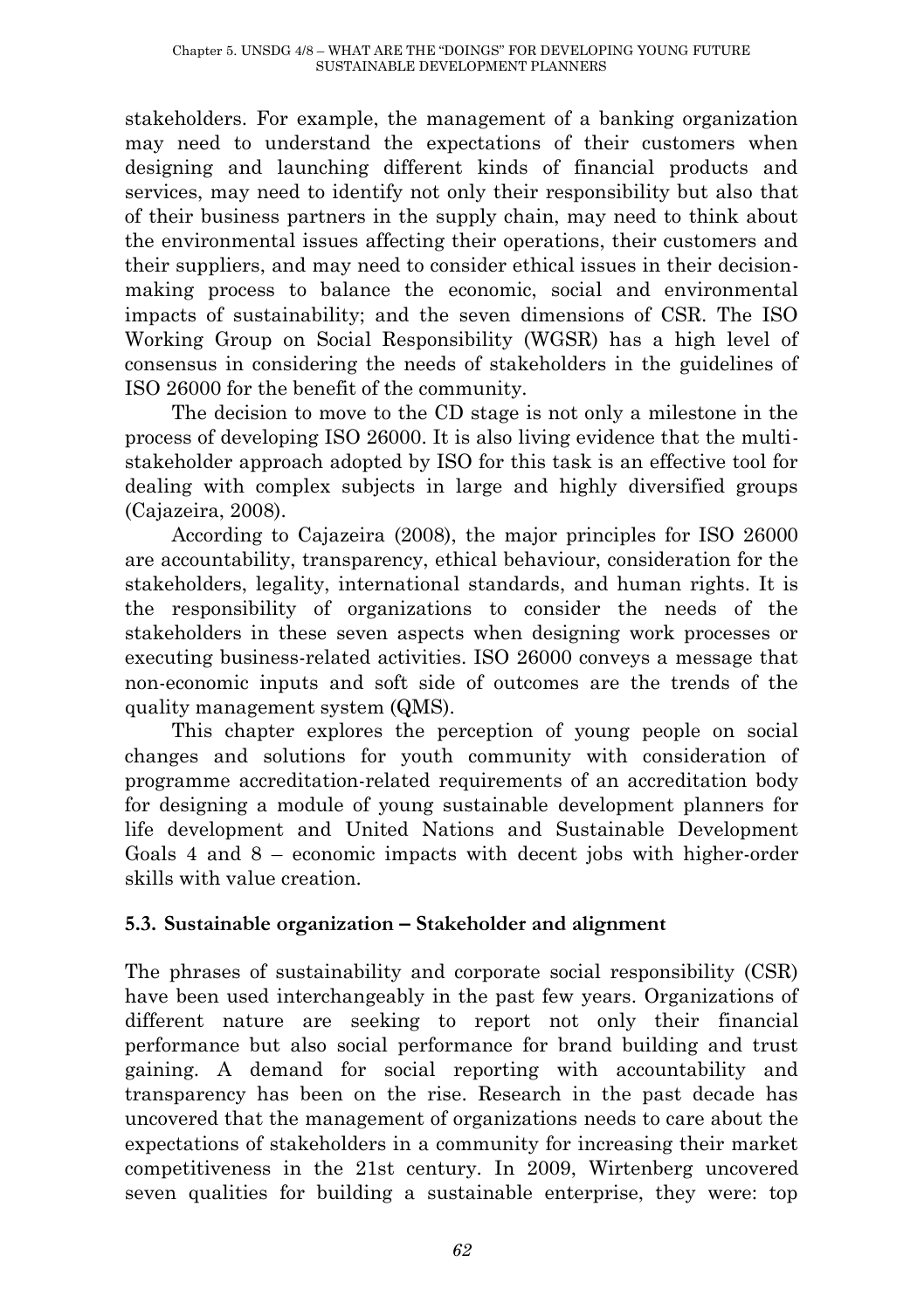stakeholders. For example, the management of a banking organization may need to understand the expectations of their customers when designing and launching different kinds of financial products and services, may need to identify not only their responsibility but also that of their business partners in the supply chain, may need to think about the environmental issues affecting their operations, their customers and their suppliers, and may need to consider ethical issues in their decision-making process to balance the economic, social and environmental impacts of sustainability; and the seven dimensions of CSR. The ISO Working Group on Social Responsibility (WGSR) has a high level of consensus in considering the needs of stakeholders in the guidelines of ISO 26000 for the benefit of the community.

The decision to move to the CD stage is not only a milestone in the process of developing ISO 26000. It is also living evidence that the multi-stakeholder approach adopted by ISO for this task is an effective tool for dealing with complex subjects in large and highly diversified groups (Cajazeira, 2008).

According to Cajazeira (2008), the major principles for ISO 26000 are accountability, transparency, ethical behaviour, consideration for the stakeholders, legality, international standards, and human rights. It is the responsibility of organizations to consider the needs of the stakeholders in these seven aspects when designing work processes or executing business-related activities. ISO 26000 conveys a message that non-economic inputs and soft side of outcomes are the trends of the quality management system (QMS).

This chapter explores the perception of young people on social changes and solutions for youth community with consideration of programme accreditation-related requirements of an accreditation body for designing a module of young sustainable development planners for life development and United Nations and Sustainable Development Goals 4 and 8 – economic impacts with decent jobs with higher-order skills with value creation.

## 5.3. Sustainable organization – Stakeholder and alignment

The phrases of sustainability and corporate social responsibility (CSR) have been used interchangeably in the past few years. Organizations of different nature are seeking to report not only their financial performance but also social performance for brand building and trust gaining. A demand for social reporting with accountability and transparency has been on the rise. Research in the past decade has uncovered that the management of organizations needs to care about the expectations of stakeholders in a community for increasing their market competitiveness in the 21st century. In 2009, Wirtenberg uncovered seven qualities for building a sustainable enterprise, they were: top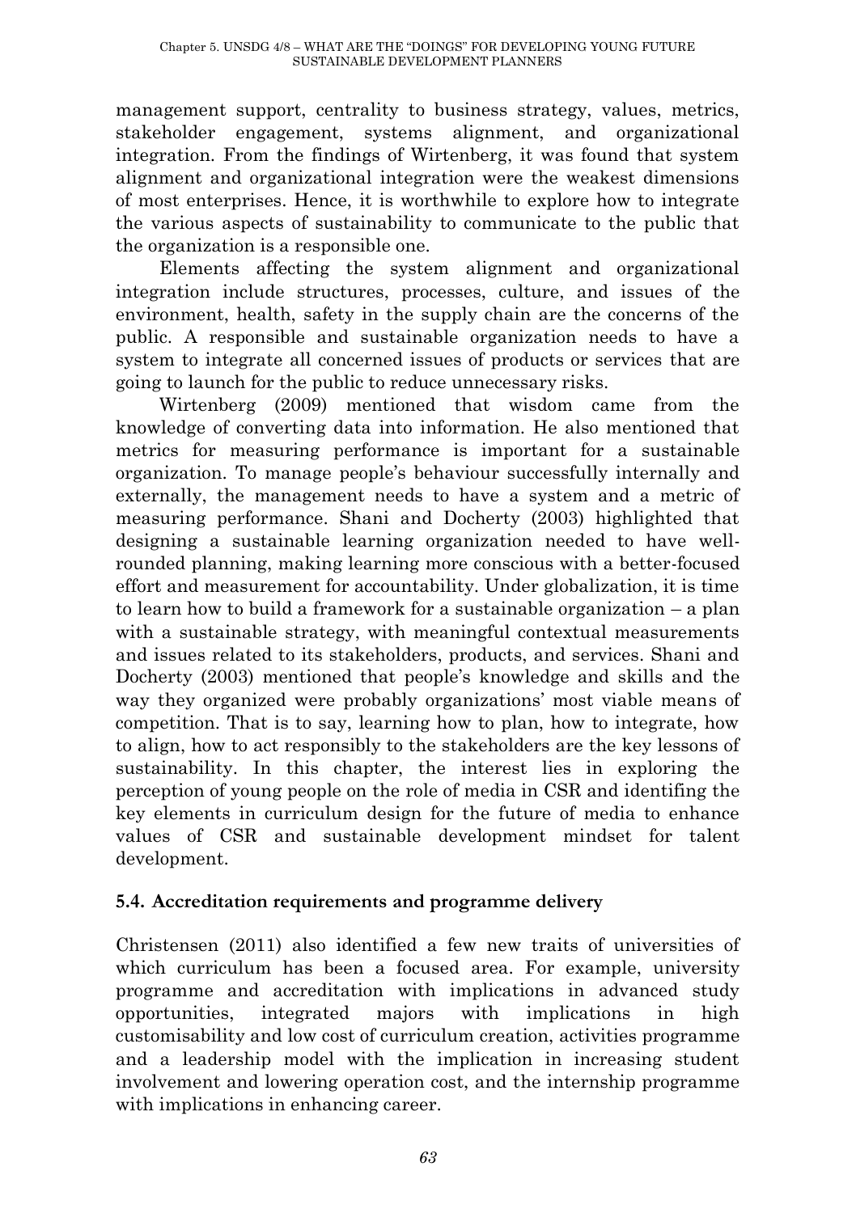management support, centrality to business strategy, values, metrics, stakeholder engagement, systems alignment, and organizational integration. From the findings of Wirtenberg, it was found that system alignment and organizational integration were the weakest dimensions of most enterprises. Hence, it is worthwhile to explore how to integrate the various aspects of sustainability to communicate to the public that the organization is a responsible one.

Elements affecting the system alignment and organizational integration include structures, processes, culture, and issues of the environment, health, safety in the supply chain are the concerns of the public. A responsible and sustainable organization needs to have a system to integrate all concerned issues of products or services that are going to launch for the public to reduce unnecessary risks.

Wirtenberg (2009) mentioned that wisdom came from the knowledge of converting data into information. He also mentioned that metrics for measuring performance is important for a sustainable organization. To manage people's behaviour successfully internally and externally, the management needs to have a system and a metric of measuring performance. Shani and Docherty (2003) highlighted that designing a sustainable learning organization needed to have well-rounded planning, making learning more conscious with a better-focused effort and measurement for accountability. Under globalization, it is time to learn how to build a framework for a sustainable organization – a plan with a sustainable strategy, with meaningful contextual measurements and issues related to its stakeholders, products, and services. Shani and Docherty (2003) mentioned that people's knowledge and skills and the way they organized were probably organizations' most viable means of competition. That is to say, learning how to plan, how to integrate, how to align, how to act responsibly to the stakeholders are the key lessons of sustainability. In this chapter, the interest lies in exploring the perception of young people on the role of media in CSR and identifing the key elements in curriculum design for the future of media to enhance values of CSR and sustainable development mindset for talent development.

### 5.4. Accreditation requirements and programme delivery

Christensen (2011) also identified a few new traits of universities of which curriculum has been a focused area. For example, university programme and accreditation with implications in advanced study opportunities, integrated majors with implications in high customisability and low cost of curriculum creation, activities programme and a leadership model with the implication in increasing student involvement and lowering operation cost, and the internship programme with implications in enhancing career.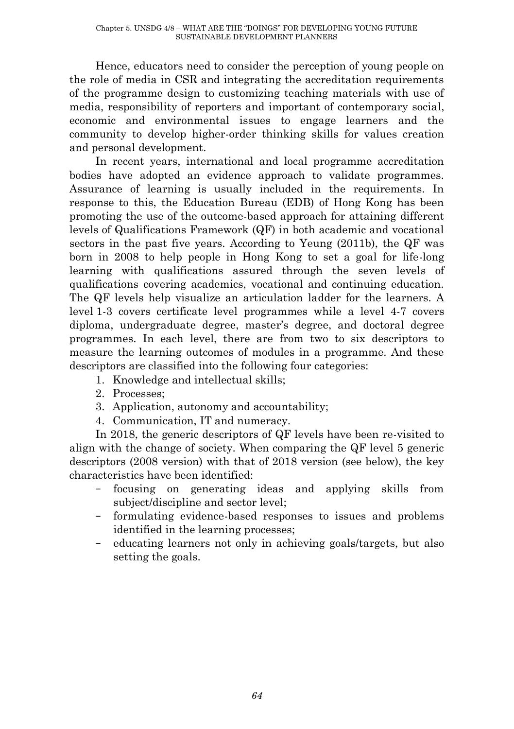Hence, educators need to consider the perception of young people on the role of media in CSR and integrating the accreditation requirements of the programme design to customizing teaching materials with use of media, responsibility of reporters and important of contemporary social, economic and environmental issues to engage learners and the community to develop higher-order thinking skills for values creation and personal development.

In recent years, international and local programme accreditation bodies have adopted an evidence approach to validate programmes. Assurance of learning is usually included in the requirements. In response to this, the Education Bureau (EDB) of Hong Kong has been promoting the use of the outcome-based approach for attaining different levels of Qualifications Framework (QF) in both academic and vocational sectors in the past five years. According to Yeung (2011b), the QF was born in 2008 to help people in Hong Kong to set a goal for life-long learning with qualifications assured through the seven levels of qualifications covering academics, vocational and continuing education. The QF levels help visualize an articulation ladder for the learners. A level 1-3 covers certificate level programmes while a level 4-7 covers diploma, undergraduate degree, master's degree, and doctoral degree programmes. In each level, there are from two to six descriptors to measure the learning outcomes of modules in a programme. And these descriptors are classified into the following four categories:

1. Knowledge and intellectual skills;
2. Processes;
3. Application, autonomy and accountability;
4. Communication, IT and numeracy.

In 2018, the generic descriptors of QF levels have been re-visited to align with the change of society. When comparing the QF level 5 generic descriptors (2008 version) with that of 2018 version (see below), the key characteristics have been identified:

- focusing on generating ideas and applying skills from subject/discipline and sector level;
- formulating evidence-based responses to issues and problems identified in the learning processes;
- educating learners not only in achieving goals/targets, but also setting the goals.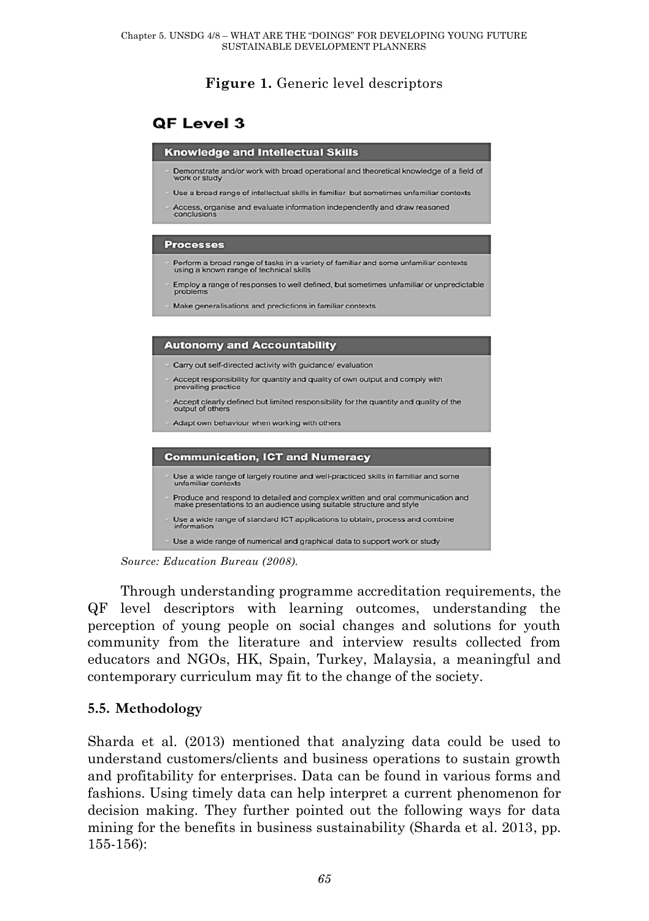**Figure 1.** Generic level descriptors

## QF Level 3

**Knowledge and Intellectual Skills**

- Demonstrate and/or work with broad operational and theoretical knowledge of a field of work or study
- Use a broad range of intellectual skills in familiar but sometimes unfamiliar contexts
- Access, organise and evaluate information independently and draw reasoned conclusions

**Processes**

- Perform a broad range of tasks in a variety of familiar and some unfamiliar contexts using a known range of technical skills
- Employ a range of responses to well defined, but sometimes unfamiliar or unpredictable problems
- Make generalisations and predictions in familiar contexts

**Autonomy and Accountability**

- Carry out self-directed activity with guidance/ evaluation
- Accept responsibility for quantity and quality of own output and comply with prevailing practice
- Accept clearly defined but limited responsibility for the quantity and quality of the output of others
- Adapt own behaviour when working with others

**Communication, ICT and Numeracy**

- Use a wide range of largely routine and well-practiced skills in familiar and some unfamiliar contexts
- Produce and respond to detailed and complex written and oral communication and make presentations to an audience using suitable structure and style
- Use a wide range of standard ICT applications to obtain, process and combine information
- Use a wide range of numerical and graphical data to support work or study

*Source: Education Bureau (2008).*

Through understanding programme accreditation requirements, the QF level descriptors with learning outcomes, understanding the perception of young people on social changes and solutions for youth community from the literature and interview results collected from educators and NGOs, HK, Spain, Turkey, Malaysia, a meaningful and contemporary curriculum may fit to the change of the society.

### 5.5. Methodology

Sharda et al. (2013) mentioned that analyzing data could be used to understand customers/clients and business operations to sustain growth and profitability for enterprises. Data can be found in various forms and fashions. Using timely data can help interpret a current phenomenon for decision making. They further pointed out the following ways for data mining for the benefits in business sustainability (Sharda et al. 2013, pp. 155-156):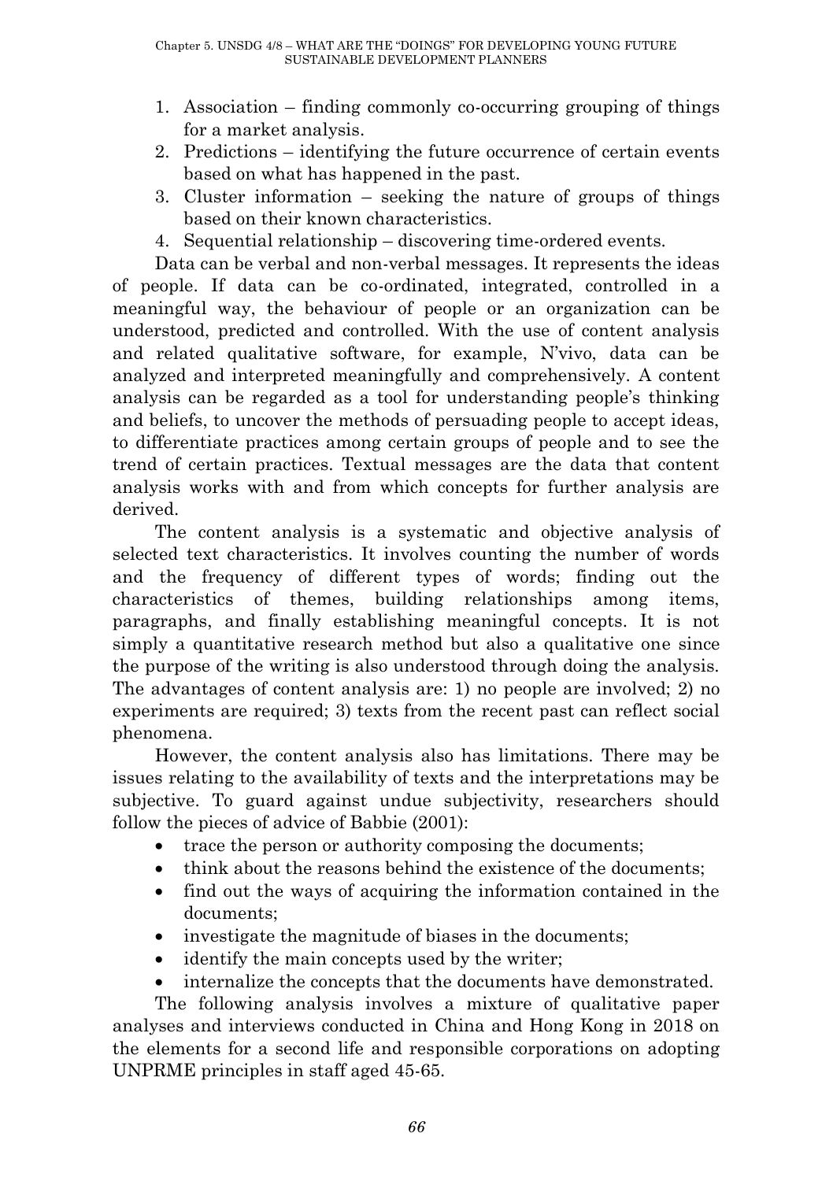1. Association – finding commonly co-occurring grouping of things for a market analysis.
2. Predictions – identifying the future occurrence of certain events based on what has happened in the past.
3. Cluster information – seeking the nature of groups of things based on their known characteristics.
4. Sequential relationship – discovering time-ordered events.

Data can be verbal and non-verbal messages. It represents the ideas of people. If data can be co-ordinated, integrated, controlled in a meaningful way, the behaviour of people or an organization can be understood, predicted and controlled. With the use of content analysis and related qualitative software, for example, N'vivo, data can be analyzed and interpreted meaningfully and comprehensively. A content analysis can be regarded as a tool for understanding people's thinking and beliefs, to uncover the methods of persuading people to accept ideas, to differentiate practices among certain groups of people and to see the trend of certain practices. Textual messages are the data that content analysis works with and from which concepts for further analysis are derived.

The content analysis is a systematic and objective analysis of selected text characteristics. It involves counting the number of words and the frequency of different types of words; finding out the characteristics of themes, building relationships among items, paragraphs, and finally establishing meaningful concepts. It is not simply a quantitative research method but also a qualitative one since the purpose of the writing is also understood through doing the analysis. The advantages of content analysis are: 1) no people are involved; 2) no experiments are required; 3) texts from the recent past can reflect social phenomena.

However, the content analysis also has limitations. There may be issues relating to the availability of texts and the interpretations may be subjective. To guard against undue subjectivity, researchers should follow the pieces of advice of Babbie (2001):

- trace the person or authority composing the documents;
- think about the reasons behind the existence of the documents;
- find out the ways of acquiring the information contained in the documents;
- investigate the magnitude of biases in the documents;
- identify the main concepts used by the writer;
- internalize the concepts that the documents have demonstrated.

The following analysis involves a mixture of qualitative paper analyses and interviews conducted in China and Hong Kong in 2018 on the elements for a second life and responsible corporations on adopting UNPRME principles in staff aged 45-65.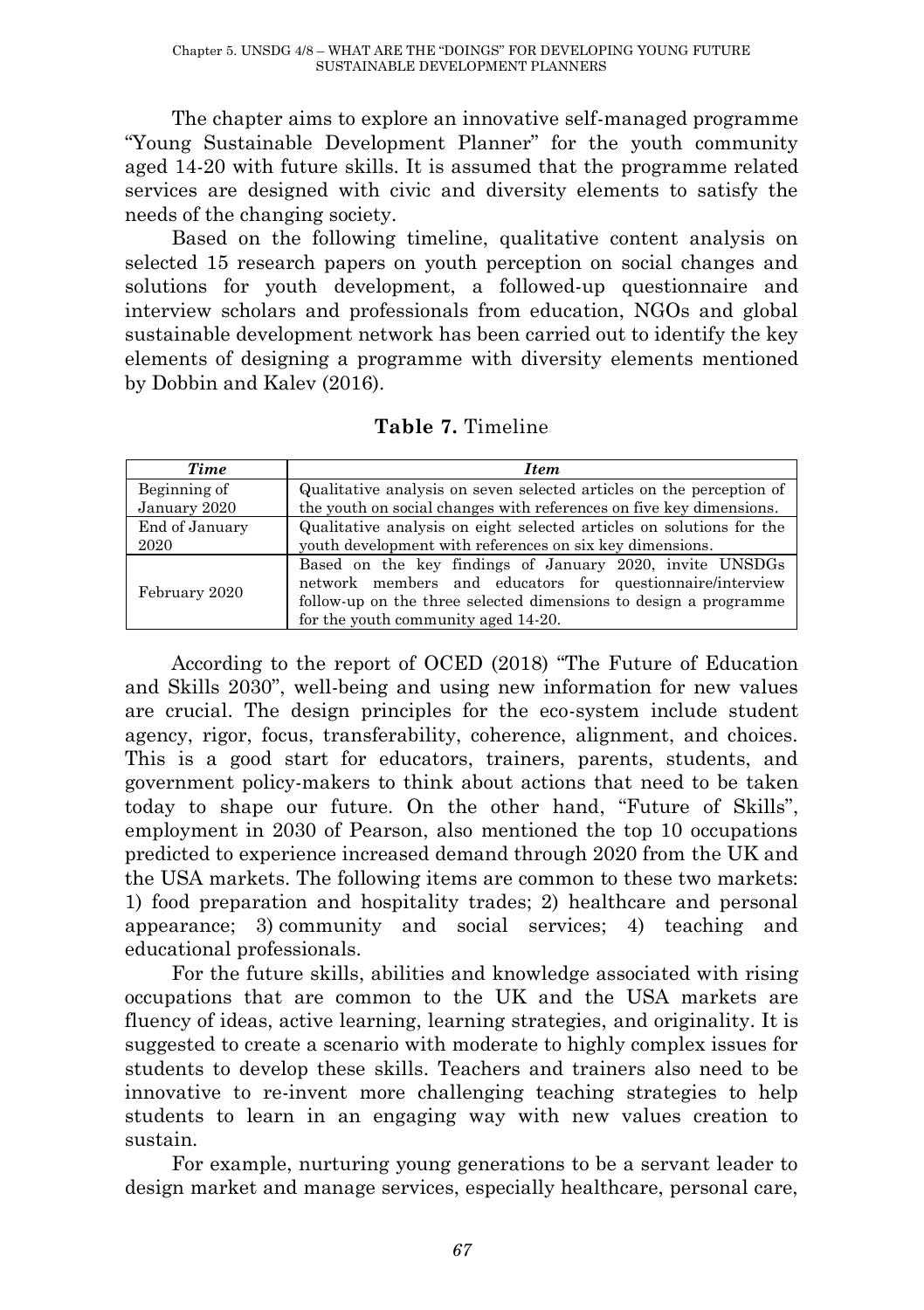The chapter aims to explore an innovative self-managed programme "Young Sustainable Development Planner" for the youth community aged 14-20 with future skills. It is assumed that the programme related services are designed with civic and diversity elements to satisfy the needs of the changing society.

Based on the following timeline, qualitative content analysis on selected 15 research papers on youth perception on social changes and solutions for youth development, a followed-up questionnaire and interview scholars and professionals from education, NGOs and global sustainable development network has been carried out to identify the key elements of designing a programme with diversity elements mentioned by Dobbin and Kalev (2016).

**Table 7.** Timeline

| *Time* | *Item* |
|---|---|
| Beginning of January 2020 | Qualitative analysis on seven selected articles on the perception of the youth on social changes with references on five key dimensions. |
| End of January 2020 | Qualitative analysis on eight selected articles on solutions for the youth development with references on six key dimensions. |
| February 2020 | Based on the key findings of January 2020, invite UNSDGs network members and educators for questionnaire/interview follow-up on the three selected dimensions to design a programme for the youth community aged 14-20. |

According to the report of OCED (2018) "The Future of Education and Skills 2030", well-being and using new information for new values are crucial. The design principles for the eco-system include student agency, rigor, focus, transferability, coherence, alignment, and choices. This is a good start for educators, trainers, parents, students, and government policy-makers to think about actions that need to be taken today to shape our future. On the other hand, "Future of Skills", employment in 2030 of Pearson, also mentioned the top 10 occupations predicted to experience increased demand through 2020 from the UK and the USA markets. The following items are common to these two markets: 1) food preparation and hospitality trades; 2) healthcare and personal appearance; 3) community and social services; 4) teaching and educational professionals.

For the future skills, abilities and knowledge associated with rising occupations that are common to the UK and the USA markets are fluency of ideas, active learning, learning strategies, and originality. It is suggested to create a scenario with moderate to highly complex issues for students to develop these skills. Teachers and trainers also need to be innovative to re-invent more challenging teaching strategies to help students to learn in an engaging way with new values creation to sustain.

For example, nurturing young generations to be a servant leader to design market and manage services, especially healthcare, personal care,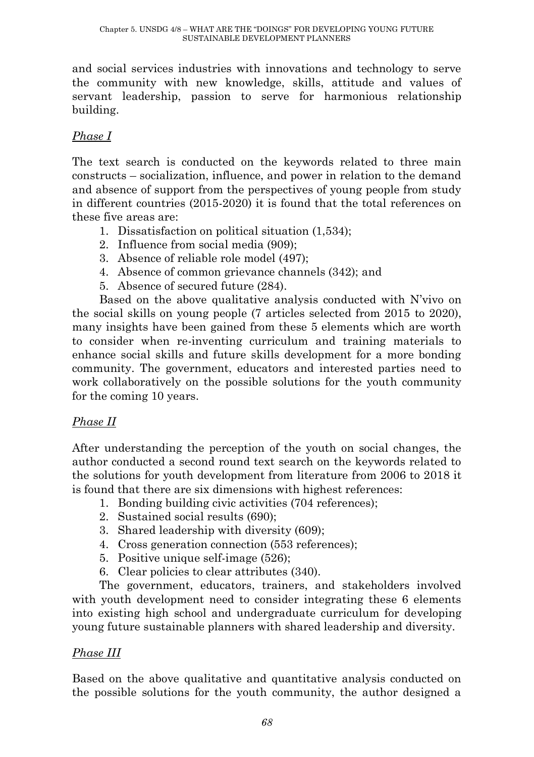and social services industries with innovations and technology to serve the community with new knowledge, skills, attitude and values of servant leadership, passion to serve for harmonious relationship building.

*Phase I*

The text search is conducted on the keywords related to three main constructs – socialization, influence, and power in relation to the demand and absence of support from the perspectives of young people from study in different countries (2015-2020) it is found that the total references on these five areas are:

1. Dissatisfaction on political situation (1,534);
2. Influence from social media (909);
3. Absence of reliable role model (497);
4. Absence of common grievance channels (342); and
5. Absence of secured future (284).

Based on the above qualitative analysis conducted with N'vivo on the social skills on young people (7 articles selected from 2015 to 2020), many insights have been gained from these 5 elements which are worth to consider when re-inventing curriculum and training materials to enhance social skills and future skills development for a more bonding community. The government, educators and interested parties need to work collaboratively on the possible solutions for the youth community for the coming 10 years.

*Phase II*

After understanding the perception of the youth on social changes, the author conducted a second round text search on the keywords related to the solutions for youth development from literature from 2006 to 2018 it is found that there are six dimensions with highest references:

1. Bonding building civic activities (704 references);
2. Sustained social results (690);
3. Shared leadership with diversity (609);
4. Cross generation connection (553 references);
5. Positive unique self-image (526);
6. Clear policies to clear attributes (340).

The government, educators, trainers, and stakeholders involved with youth development need to consider integrating these 6 elements into existing high school and undergraduate curriculum for developing young future sustainable planners with shared leadership and diversity.

*Phase III*

Based on the above qualitative and quantitative analysis conducted on the possible solutions for the youth community, the author designed a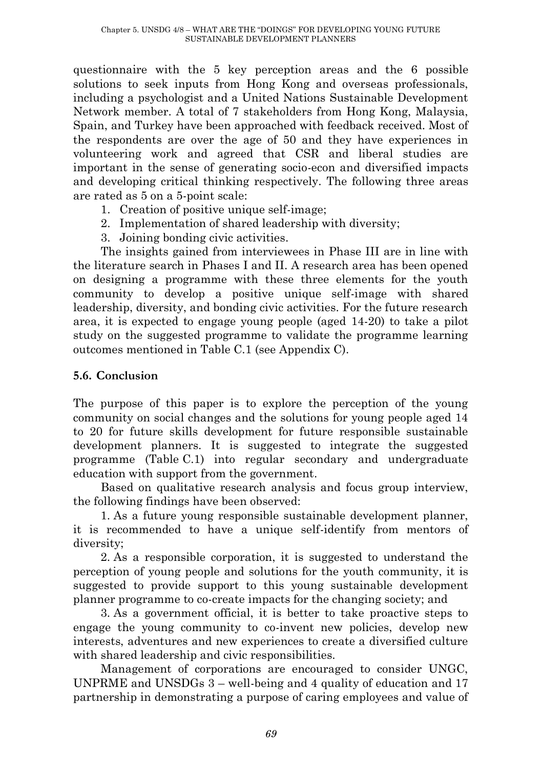questionnaire with the 5 key perception areas and the 6 possible solutions to seek inputs from Hong Kong and overseas professionals, including a psychologist and a United Nations Sustainable Development Network member. A total of 7 stakeholders from Hong Kong, Malaysia, Spain, and Turkey have been approached with feedback received. Most of the respondents are over the age of 50 and they have experiences in volunteering work and agreed that CSR and liberal studies are important in the sense of generating socio-econ and diversified impacts and developing critical thinking respectively. The following three areas are rated as 5 on a 5-point scale:

1. Creation of positive unique self-image;
2. Implementation of shared leadership with diversity;
3. Joining bonding civic activities.

The insights gained from interviewees in Phase III are in line with the literature search in Phases I and II. A research area has been opened on designing a programme with these three elements for the youth community to develop a positive unique self-image with shared leadership, diversity, and bonding civic activities. For the future research area, it is expected to engage young people (aged 14-20) to take a pilot study on the suggested programme to validate the programme learning outcomes mentioned in Table C.1 (see Appendix C).

## 5.6. Conclusion

The purpose of this paper is to explore the perception of the young community on social changes and the solutions for young people aged 14 to 20 for future skills development for future responsible sustainable development planners. It is suggested to integrate the suggested programme (Table C.1) into regular secondary and undergraduate education with support from the government.

Based on qualitative research analysis and focus group interview, the following findings have been observed:

1. As a future young responsible sustainable development planner, it is recommended to have a unique self-identify from mentors of diversity;

2. As a responsible corporation, it is suggested to understand the perception of young people and solutions for the youth community, it is suggested to provide support to this young sustainable development planner programme to co-create impacts for the changing society; and

3. As a government official, it is better to take proactive steps to engage the young community to co-invent new policies, develop new interests, adventures and new experiences to create a diversified culture with shared leadership and civic responsibilities.

Management of corporations are encouraged to consider UNGC, UNPRME and UNSDGs 3 – well-being and 4 quality of education and 17 partnership in demonstrating a purpose of caring employees and value of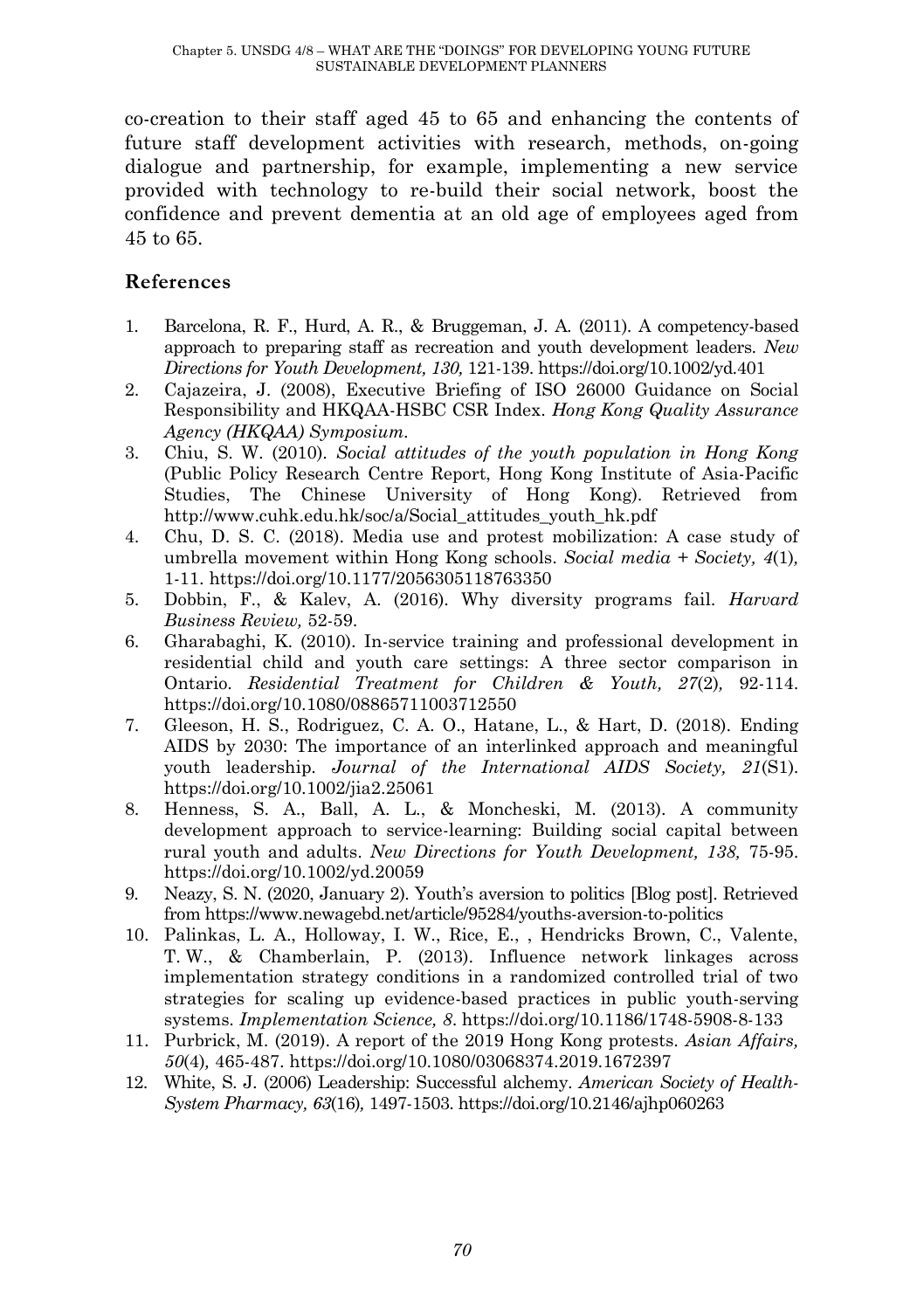co-creation to their staff aged 45 to 65 and enhancing the contents of future staff development activities with research, methods, on-going dialogue and partnership, for example, implementing a new service provided with technology to re-build their social network, boost the confidence and prevent dementia at an old age of employees aged from 45 to 65.

## References

1. Barcelona, R. F., Hurd, A. R., & Bruggeman, J. A. (2011). A competency-based approach to preparing staff as recreation and youth development leaders. *New Directions for Youth Development, 130,* 121-139. https://doi.org/10.1002/yd.401
2. Cajazeira, J. (2008), Executive Briefing of ISO 26000 Guidance on Social Responsibility and HKQAA-HSBC CSR Index. *Hong Kong Quality Assurance Agency (HKQAA) Symposium*.
3. Chiu, S. W. (2010). *Social attitudes of the youth population in Hong Kong* (Public Policy Research Centre Report, Hong Kong Institute of Asia-Pacific Studies, The Chinese University of Hong Kong). Retrieved from http://www.cuhk.edu.hk/soc/a/Social_attitudes_youth_hk.pdf
4. Chu, D. S. C. (2018). Media use and protest mobilization: A case study of umbrella movement within Hong Kong schools. *Social media + Society, 4*(1), 1-11. https://doi.org/10.1177/2056305118763350
5. Dobbin, F., & Kalev, A. (2016). Why diversity programs fail. *Harvard Business Review,* 52-59.
6. Gharabaghi, K. (2010). In-service training and professional development in residential child and youth care settings: A three sector comparison in Ontario. *Residential Treatment for Children & Youth, 27*(2), 92-114. https://doi.org/10.1080/08865711003712550
7. Gleeson, H. S., Rodriguez, C. A. O., Hatane, L., & Hart, D. (2018). Ending AIDS by 2030: The importance of an interlinked approach and meaningful youth leadership. *Journal of the International AIDS Society, 21*(S1). https://doi.org/10.1002/jia2.25061
8. Henness, S. A., Ball, A. L., & Moncheski, M. (2013). A community development approach to service-learning: Building social capital between rural youth and adults. *New Directions for Youth Development, 138,* 75-95. https://doi.org/10.1002/yd.20059
9. Neazy, S. N. (2020, January 2). Youth's aversion to politics [Blog post]. Retrieved from https://www.newagebd.net/article/95284/youths-aversion-to-politics
10. Palinkas, L. A., Holloway, I. W., Rice, E., , Hendricks Brown, C., Valente, T. W., & Chamberlain, P. (2013). Influence network linkages across implementation strategy conditions in a randomized controlled trial of two strategies for scaling up evidence-based practices in public youth-serving systems. *Implementation Science, 8*. https://doi.org/10.1186/1748-5908-8-133
11. Purbrick, M. (2019). A report of the 2019 Hong Kong protests. *Asian Affairs, 50*(4), 465-487. https://doi.org/10.1080/03068374.2019.1672397
12. White, S. J. (2006) Leadership: Successful alchemy. *American Society of Health-System Pharmacy, 63*(16), 1497-1503. https://doi.org/10.2146/ajhp060263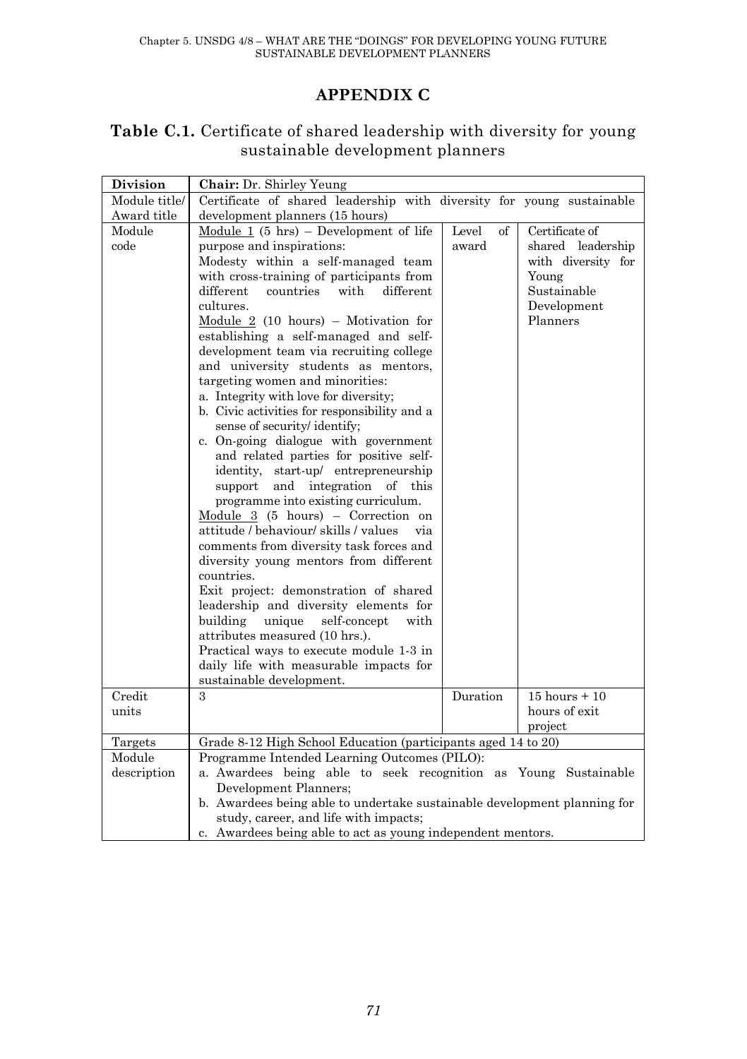# APPENDIX C

## Table C.1. Certificate of shared leadership with diversity for young sustainable development planners

| Division | Chair: Dr. Shirley Yeung | | |
|---|---|---|---|
| Module title/ Award title | Certificate of shared leadership with diversity for young sustainable development planners (15 hours) | | |
| Module code | Module 1 (5 hrs) – Development of life purpose and inspirations:<br>Modesty within a self-managed team with cross-training of participants from different countries with different cultures.<br>Module 2 (10 hours) – Motivation for establishing a self-managed and self-development team via recruiting college and university students as mentors, targeting women and minorities:<br>a. Integrity with love for diversity;<br>b. Civic activities for responsibility and a sense of security/ identify;<br>c. On-going dialogue with government and related parties for positive self-identity, start-up/ entrepreneurship support and integration of this programme into existing curriculum.<br>Module 3 (5 hours) – Correction on attitude / behaviour/ skills / values via comments from diversity task forces and diversity young mentors from different countries.<br>Exit project: demonstration of shared leadership and diversity elements for building unique self-concept with attributes measured (10 hrs.).<br>Practical ways to execute module 1-3 in daily life with measurable impacts for sustainable development. | Level of award | Certificate of shared leadership with diversity for Young Sustainable Development Planners |
| Credit units | 3 | Duration | 15 hours + 10 hours of exit project |
| Targets | Grade 8-12 High School Education (participants aged 14 to 20) | | |
| Module description | Programme Intended Learning Outcomes (PILO):<br>a. Awardees being able to seek recognition as Young Sustainable Development Planners;<br>b. Awardees being able to undertake sustainable development planning for study, career, and life with impacts;<br>c. Awardees being able to act as young independent mentors. | | |